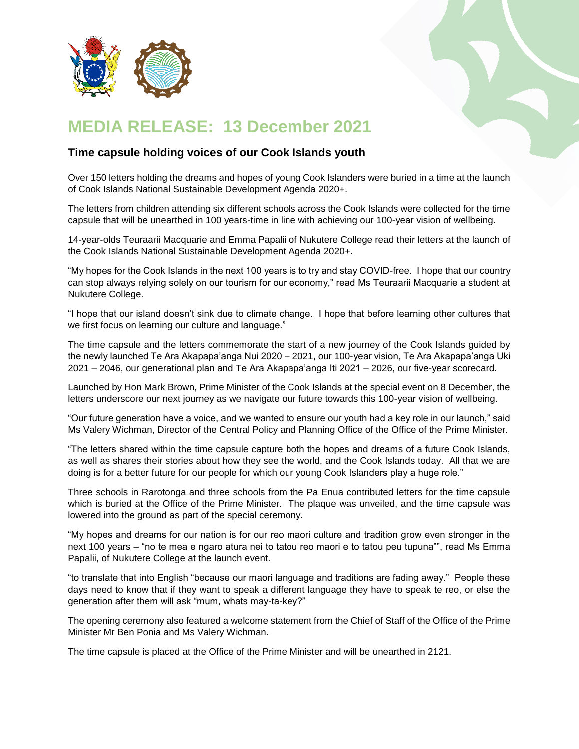# MEDIA RELEASE: 13 December 2021

## Time capsule holding voices of our Cook Islands youth

Over 150 letters holding the dreams and hopes of young Cook Islanders were buried in a time at the launch of Cook Islands National Sustainable Development Agenda 2020+.

The letters from children attending six different schools across the Cook Islands were collected for the time capsule that will be unearthed in 100 years-time in line with achieving our 100-year vision of wellbeing.

14-year-olds Teuraarii Macquarie and Emma Papalii of Nukutere College read their letters at the launch of the Cook Islands National Sustainable Development Agenda 2020+.

"My hopes for the Cook Islands in the next 100 years is to try and stay COVID-free. I hope that our country can stop always relying solely on our tourism for our economy," read Ms Teuraarii Macquarie a student at Nukutere College.

"I hope that our island doesn't sink due to climate change. I hope that before learning other cultures that we first focus on learning our culture and language."

The time capsule and the letters commemorate the start of a new journey of the Cook Islands guided by the newly launched Te Ara Akapapa'anga Nui 2020 – 2021, our 100-year vision, Te Ara Akapapa'anga Uki 2021 – 2046, our generational plan and Te Ara Akapapa'anga Iti 2021 – 2026, our five-year scorecard.

Launched by Hon Mark Brown, Prime Minister of the Cook Islands at the special event on 8 December, the letters underscore our next journey as we navigate our future towards this 100-year vision of wellbeing.

"Our future generation have a voice, and we wanted to ensure our youth had a key role in our launch," said Ms Valery Wichman, Director of the Central Policy and Planning Office of the Office of the Prime Minister.

"The letters shared within the time capsule capture both the hopes and dreams of a future Cook Islands, as well as shares their stories about how they see the world, and the Cook Islands today. All that we are doing is for a better future for our people for which our young Cook Islanders play a huge role."

Three schools in Rarotonga and three schools from the Pa Enua contributed letters for the time capsule which is buried at the Office of the Prime Minister. The plaque was unveiled, and the time capsule was lowered into the ground as part of the special ceremony.

"My hopes and dreams for our nation is for our reo maori culture and tradition grow even stronger in the next 100 years – "no te mea e ngaro atura nei to tatou reo maori e to tatou peu tupuna"", read Ms Emma Papalii, of Nukutere College at the launch event.

"to translate that into English "because our maori language and traditions are fading away." People these days need to know that if they want to speak a different language they have to speak te reo, or else the generation after them will ask "mum, whats may-ta-key?"

The opening ceremony also featured a welcome statement from the Chief of Staff of the Office of the Prime Minister Mr Ben Ponia and Ms Valery Wichman.

The time capsule is placed at the Office of the Prime Minister and will be unearthed in 2121.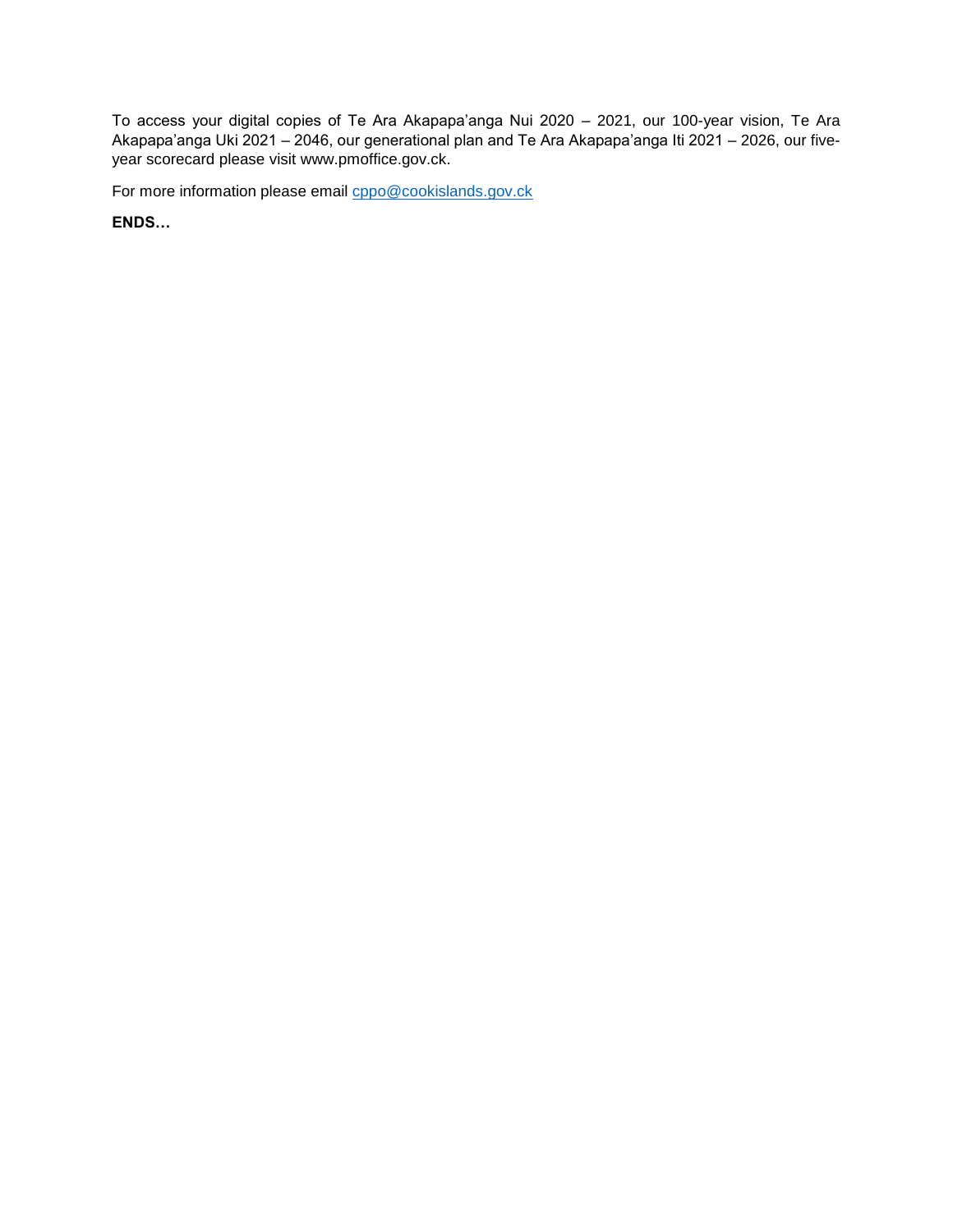To access your digital copies of Te Ara Akapapa'anga Nui 2020 – 2021, our 100-year vision, Te Ara Akapapa'anga Uki 2021 – 2046, our generational plan and Te Ara Akapapa'anga Iti 2021 – 2026, our five-year scorecard please visit www.pmoffice.gov.ck.

For more information please email cppo@cookislands.gov.ck

**ENDS…**